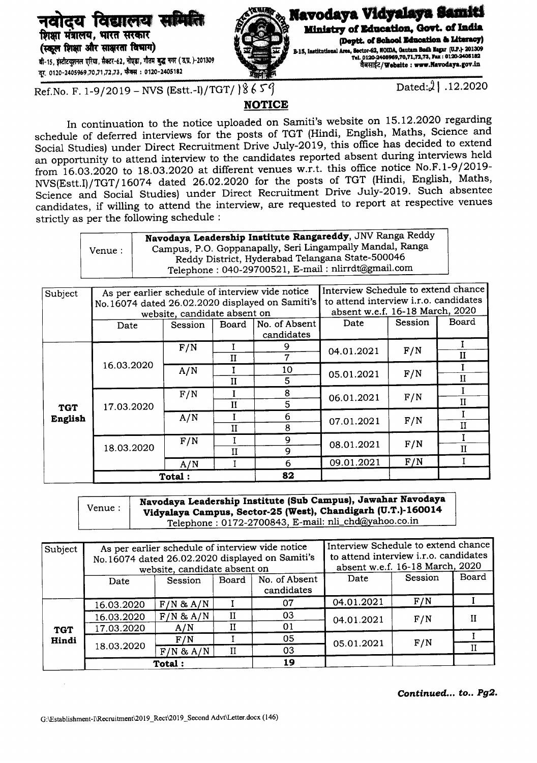नवोदय विद्यालय समिति
शिक्षा मंत्रालय, भारत सरकार
(स्कूल शिक्षा और साक्षरता विभाग)
बी-15, इंस्टीटयूशनल एरिया, सैक्टर-62, नोएडा, गौतम बुद्ध नगर (उ.प्र.)-201309
दूर. 0120-2405969,70,71,72,73, फैक्स : 0120-2405182

**Navodaya Vidyalaya Samiti**
**Ministry of Education, Govt. of India**
(Deptt. of School Education & Literacy)
B-15, Institutional Area, Sector-62, NOIDA, Gautam Budh Nagar (U.P.)- 201309
Tel. 0120-2405969,70,71,72,73, Fax : 0120-2405182
वेबसाईट/Website : www.Navodaya.gov.in

Ref.No. F. 1-9/2019 – NVS (Estt.-I)/TGT/ 18659

Dated: 21 .12.2020

## NOTICE

In continuation to the notice uploaded on Samiti's website on 15.12.2020 regarding schedule of deferred interviews for the posts of TGT (Hindi, English, Maths, Science and Social Studies) under Direct Recruitment Drive July-2019, this office has decided to extend an opportunity to attend interview to the candidates reported absent during interviews held from 16.03.2020 to 18.03.2020 at different venues w.r.t. this office notice No.F.1-9/2019-NVS(Estt.I)/TGT/16074 dated 26.02.2020 for the posts of TGT (Hindi, English, Maths, Science and Social Studies) under Direct Recruitment Drive July-2019. Such absentee candidates, if willing to attend the interview, are requested to report at respective venues strictly as per the following schedule :

| Venue : | **Navodaya Leadership Institute Rangareddy**, JNV Ranga Reddy Campus, P.O. Goppanapally, Seri Lingampally Mandal, Ranga Reddy District, Hyderabad Telangana State-500046 Telephone : 040-29700521, E-mail : nlirrdt@gmail.com |
|---|---|

| Subject | As per earlier schedule of interview vide notice No.16074 dated 26.02.2020 displayed on Samiti's website, candidate absent on | | | | Interview Schedule to extend chance to attend interview i.r.o. candidates absent w.e.f. 16-18 March, 2020 | | |
|---|---|---|---|---|---|---|---|
| | Date | Session | Board | No. of Absent candidates | Date | Session | Board |
| TGT English | 16.03.2020 | F/N | I | 9 | 04.01.2021 | F/N | I |
| | | | II | 7 | | | II |
| | | A/N | I | 10 | 05.01.2021 | F/N | I |
| | | | II | 5 | | | II |
| | 17.03.2020 | F/N | I | 8 | 06.01.2021 | F/N | I |
| | | | II | 5 | | | II |
| | | A/N | I | 6 | 07.01.2021 | F/N | I |
| | | | II | 8 | | | II |
| | 18.03.2020 | F/N | I | 9 | 08.01.2021 | F/N | I |
| | | | II | 9 | | | II |
| | | A/N | I | 6 | 09.01.2021 | F/N | I |
| | **Total :** | | | **82** | | | |

| Venue : | **Navodaya Leadership Institute (Sub Campus), Jawahar Navodaya Vidyalaya Campus, Sector-25 (West), Chandigarh (U.T.)-160014** Telephone : 0172-2700843, E-mail: nli_chd@yahoo.co.in |
|---|---|

| Subject | As per earlier schedule of interview vide notice No.16074 dated 26.02.2020 displayed on Samiti's website, candidate absent on | | | | Interview Schedule to extend chance to attend interview i.r.o. candidates absent w.e.f. 16-18 March, 2020 | | |
|---|---|---|---|---|---|---|---|
| | Date | Session | Board | No. of Absent candidates | Date | Session | Board |
| TGT Hindi | 16.03.2020 | F/N & A/N | I | 07 | 04.01.2021 | F/N | I |
| | 16.03.2020 | F/N & A/N | II | 03 | 04.01.2021 | F/N | II |
| | 17.03.2020 | A/N | II | 01 | | | |
| | 18.03.2020 | F/N | I | 05 | 05.01.2021 | F/N | I |
| | | F/N & A/N | II | 03 | | | II |
| | **Total :** | | | **19** | | | |

***Continued... to.. Pg2.***

G:\Establishment-I\Recruitment\2019_Rect\2019_Second Advt\Letter.docx (146)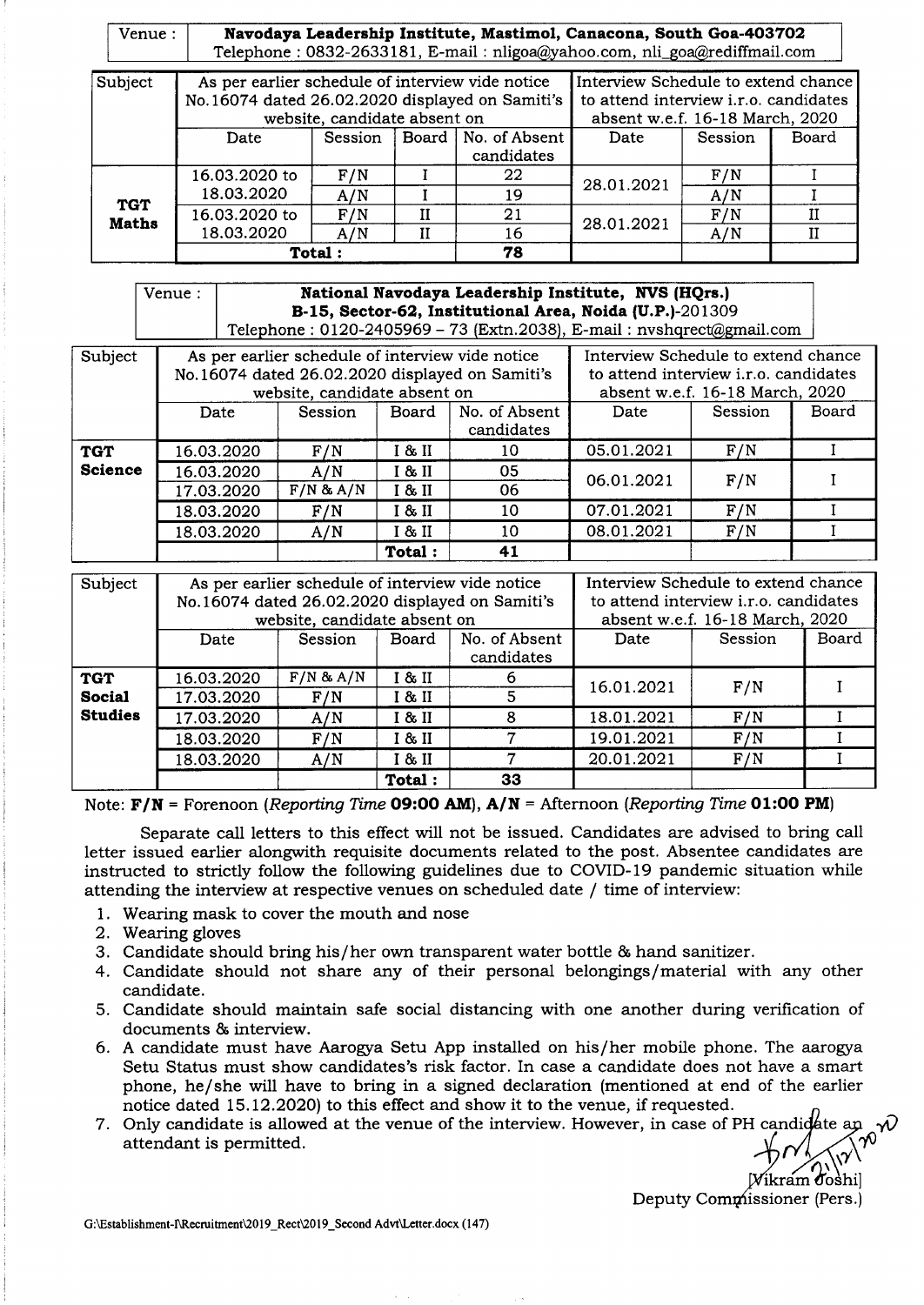| Venue : | **Navodaya Leadership Institute, Mastimol, Canacona, South Goa-403702** Telephone : 0832-2633181, E-mail : nligoa@yahoo.com, nli_goa@rediffmail.com |
|---|---|

| Subject | As per earlier schedule of interview vide notice No.16074 dated 26.02.2020 displayed on Samiti's website, candidate absent on | | | | Interview Schedule to extend chance to attend interview i.r.o. candidates absent w.e.f. 16-18 March, 2020 | | |
|---|---|---|---|---|---|---|---|
| | Date | Session | Board | No. of Absent candidates | Date | Session | Board |
| **TGT Maths** | 16.03.2020 to 18.03.2020 | F/N | I | 22 | 28.01.2021 | F/N | I |
| | | A/N | I | 19 | | A/N | I |
| | 16.03.2020 to 18.03.2020 | F/N | II | 21 | 28.01.2021 | F/N | II |
| | | A/N | II | 16 | | A/N | II |
| | **Total :** | | | **78** | | | |

| Venue : | **National Navodaya Leadership Institute, NVS (HQrs.) B-15, Sector-62, Institutional Area, Noida (U.P.)**-201309 Telephone : 0120-2405969 – 73 (Extn.2038), E-mail : nvshqrect@gmail.com |
|---|---|

| Subject | As per earlier schedule of interview vide notice No.16074 dated 26.02.2020 displayed on Samiti's website, candidate absent on | | | | Interview Schedule to extend chance to attend interview i.r.o. candidates absent w.e.f. 16-18 March, 2020 | | |
|---|---|---|---|---|---|---|---|
| | Date | Session | Board | No. of Absent candidates | Date | Session | Board |
| **TGT Science** | 16.03.2020 | F/N | I & II | 10 | 05.01.2021 | F/N | I |
| | 16.03.2020 | A/N | I & II | 05 | 06.01.2021 | F/N | I |
| | 17.03.2020 | F/N & A/N | I & II | 06 | | | |
| | 18.03.2020 | F/N | I & II | 10 | 07.01.2021 | F/N | I |
| | 18.03.2020 | A/N | I & II | 10 | 08.01.2021 | F/N | I |
| | | | **Total :** | **41** | | | |

| Subject | As per earlier schedule of interview vide notice No.16074 dated 26.02.2020 displayed on Samiti's website, candidate absent on | | | | Interview Schedule to extend chance to attend interview i.r.o. candidates absent w.e.f. 16-18 March, 2020 | | |
|---|---|---|---|---|---|---|---|
| | Date | Session | Board | No. of Absent candidates | Date | Session | Board |
| **TGT Social Studies** | 16.03.2020 | F/N & A/N | I & II | 6 | 16.01.2021 | F/N | I |
| | 17.03.2020 | F/N | I & II | 5 | | | |
| | 17.03.2020 | A/N | I & II | 8 | 18.01.2021 | F/N | I |
| | 18.03.2020 | F/N | I & II | 7 | 19.01.2021 | F/N | I |
| | 18.03.2020 | A/N | I & II | 7 | 20.01.2021 | F/N | I |
| | | | **Total :** | **33** | | | |

Note: **F/N** = Forenoon (*Reporting Time* **09:00 AM**), **A/N** = Afternoon (*Reporting Time* **01:00 PM**)

Separate call letters to this effect will not be issued. Candidates are advised to bring call letter issued earlier alongwith requisite documents related to the post. Absentee candidates are instructed to strictly follow the following guidelines due to COVID-19 pandemic situation while attending the interview at respective venues on scheduled date / time of interview:

1. Wearing mask to cover the mouth and nose
2. Wearing gloves
3. Candidate should bring his/her own transparent water bottle & hand sanitizer.
4. Candidate should not share any of their personal belongings/material with any other candidate.
5. Candidate should maintain safe social distancing with one another during verification of documents & interview.
6. A candidate must have Aarogya Setu App installed on his/her mobile phone. The aarogya Setu Status must show candidates's risk factor. In case a candidate does not have a smart phone, he/she will have to bring in a signed declaration (mentioned at end of the earlier notice dated 15.12.2020) to this effect and show it to the venue, if requested.
7. Only candidate is allowed at the venue of the interview. However, in case of PH candidate an attendant is permitted.

21/12/2020

[Vikram Joshi]
Deputy Commissioner (Pers.)

G:\Establishment-I\Recruitment\2019_Rect\2019_Second Advt\Letter.docx (147)